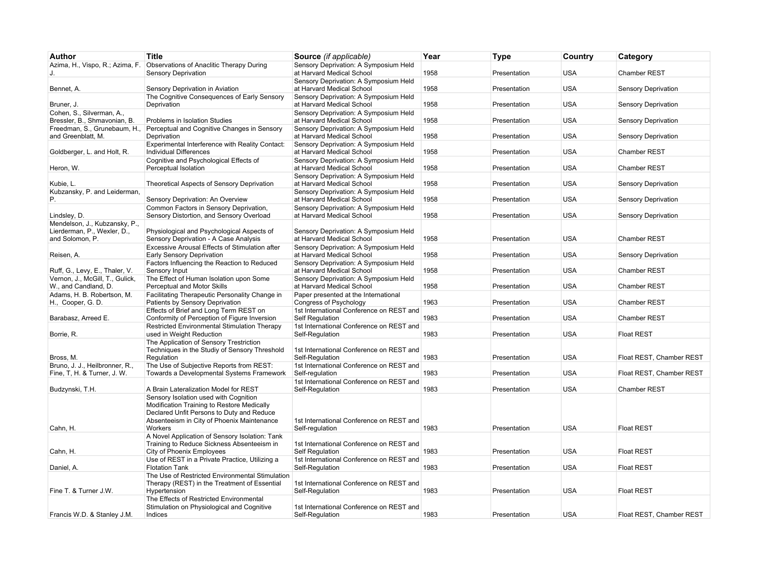| Author | Title | Source *(if applicable)* | Year | Type | Country | Category |
|---|---|---|---|---|---|---|
| Azima, H., Vispo, R.; Azima, F. J. | Observations of Anaclitic Therapy During Sensory Deprivation | Sensory Deprivation: A Symposium Held at Harvard Medical School | 1958 | Presentation | USA | Chamber REST |
| Bennet, A. | Sensory Deprivation in Aviation | Sensory Deprivation: A Symposium Held at Harvard Medical School | 1958 | Presentation | USA | Sensory Deprivation |
| Bruner, J. | The Cognitive Consequences of Early Sensory Deprivation | Sensory Deprivation: A Symposium Held at Harvard Medical School | 1958 | Presentation | USA | Sensory Deprivation |
| Cohen, S., Silverman, A., Bressler, B., Shmavonian, B. | Problems in Isolation Studies | Sensory Deprivation: A Symposium Held at Harvard Medical School | 1958 | Presentation | USA | Sensory Deprivation |
| Freedman, S., Grunebaum, H., and Greenblatt, M. | Perceptual and Cognitive Changes in Sensory Deprivation | Sensory Deprivation: A Symposium Held at Harvard Medical School | 1958 | Presentation | USA | Sensory Deprivation |
| Goldberger, L. and Holt, R. | Experimental Interference with Reality Contact: Individual Differences | Sensory Deprivation: A Symposium Held at Harvard Medical School | 1958 | Presentation | USA | Chamber REST |
| Heron, W. | Cognitive and Psychological Effects of Perceptual Isolation | Sensory Deprivation: A Symposium Held at Harvard Medical School | 1958 | Presentation | USA | Chamber REST |
| Kubie, L. | Theoretical Aspects of Sensory Deprivation | Sensory Deprivation: A Symposium Held at Harvard Medical School | 1958 | Presentation | USA | Sensory Deprivation |
| Kubzansky, P. and Leiderman, P. | Sensory Deprivation: An Overview | Sensory Deprivation: A Symposium Held at Harvard Medical School | 1958 | Presentation | USA | Sensory Deprivation |
| Lindsley, D. | Common Factors in Sensory Deprivation, Sensory Distortion, and Sensory Overload | Sensory Deprivation: A Symposium Held at Harvard Medical School | 1958 | Presentation | USA | Sensory Deprivation |
| Mendelson, J., Kubzansky, P., Lierderman, P., Wexler, D., and Solomon, P. | Physiological and Psychological Aspects of Sensory Deprivation - A Case Analysis | Sensory Deprivation: A Symposium Held at Harvard Medical School | 1958 | Presentation | USA | Chamber REST |
| Reisen, A. | Excessive Arousal Effects of Stimulation after Early Sensory Deprivation | Sensory Deprivation: A Symposium Held at Harvard Medical School | 1958 | Presentation | USA | Sensory Deprivation |
| Ruff, G., Levy, E., Thaler, V. | Factors Influencing the Reaction to Reduced Sensory Input | Sensory Deprivation: A Symposium Held at Harvard Medical School | 1958 | Presentation | USA | Chamber REST |
| Vernon, J., McGill, T., Gulick, W., and Candland, D. | The Effect of Human Isolation upon Some Perceptual and Motor Skills | Sensory Deprivation: A Symposium Held at Harvard Medical School | 1958 | Presentation | USA | Chamber REST |
| Adams, H. B. Robertson, M. H., Cooper, G. D. | Facilitating Therapeutic Personality Change in Patients by Sensory Deprivation | Paper presented at the International Congress of Psychology | 1963 | Presentation | USA | Chamber REST |
| Barabasz, Arreed E. | Effects of Brief and Long Term REST on Conformity of Perception of Figure Inversion | 1st International Conference on REST and Self Regulation | 1983 | Presentation | USA | Chamber REST |
| Borrie, R. | Restricted Environmental Stimulation Therapy used in Weight Reduction | 1st International Conference on REST and Self-Regulation | 1983 | Presentation | USA | Float REST |
| Bross, M. | The Application of Sensory Trestriction Techniques in the Studiy of Sensory Threshold Regulation | 1st International Conference on REST and Self-Regulation | 1983 | Presentation | USA | Float REST, Chamber REST |
| Bruno, J. J., Heilbronner, R., Fine, T, H. & Turner, J. W. | The Use of Subjective Reports from REST: Towards a Developmental Systems Framework | 1st International Conference on REST and Self-regulation | 1983 | Presentation | USA | Float REST, Chamber REST |
| Budzynski, T.H. | A Brain Lateralization Model for REST | 1st International Conference on REST and Self-Regulation | 1983 | Presentation | USA | Chamber REST |
| Cahn, H. | Sensory Isolation used with Cognition Modification Training to Restore Medically Declared Unfit Persons to Duty and Reduce Absenteeism in City of Phoenix Maintenance Workers | 1st International Conference on REST and Self-regulation | 1983 | Presentation | USA | Float REST |
| Cahn, H. | A Novel Application of Sensory Isolation: Tank Training to Reduce Sickness Absenteeism in City of Phoenix Employees | 1st International Conference on REST and Self Regulation | 1983 | Presentation | USA | Float REST |
| Daniel, A. | Use of REST in a Private Practice, Utilizing a Flotation Tank | 1st International Conference on REST and Self-Regulation | 1983 | Presentation | USA | Float REST |
| Fine T. & Turner J.W. | The Use of Restricted Environmental Stimulation Therapy (REST) in the Treatment of Essential Hypertension | 1st International Conference on REST and Self-Regulation | 1983 | Presentation | USA | Float REST |
| Francis W.D. & Stanley J.M. | The Effects of Restricted Environmental Stimulation on Physiological and Cognitive Indices | 1st International Conference on REST and Self-Regulation | 1983 | Presentation | USA | Float REST, Chamber REST |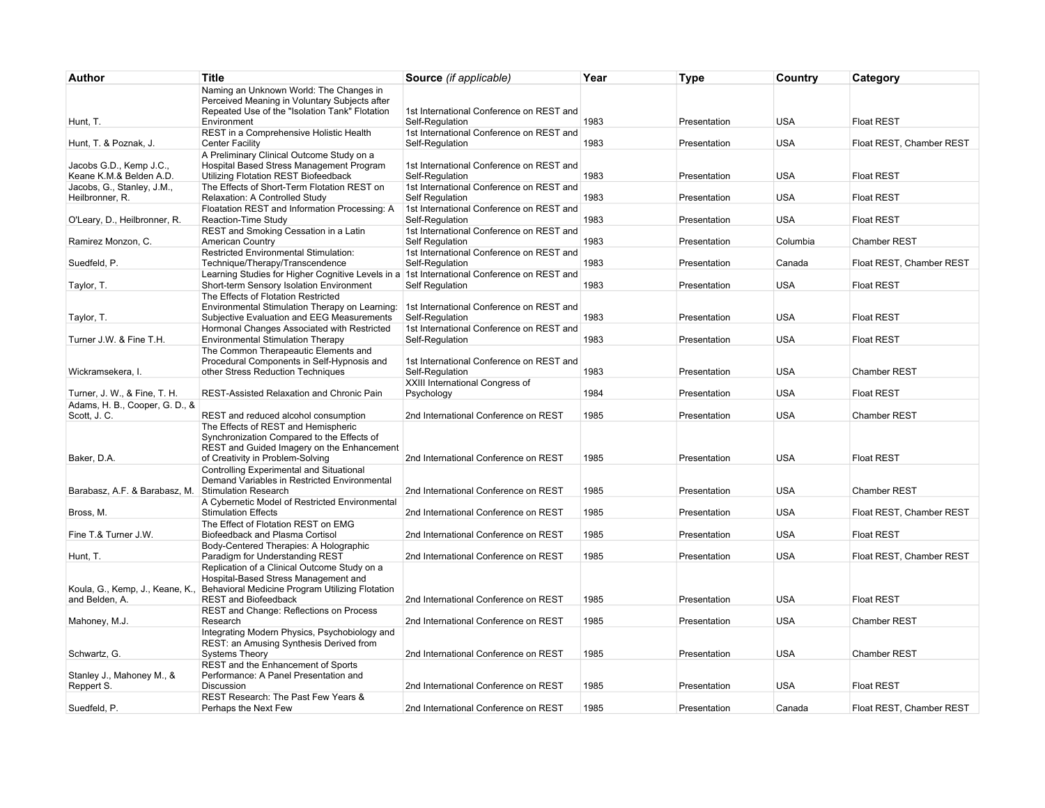| Author | Title | Source *(if applicable)* | Year | Type | Country | Category |
|---|---|---|---|---|---|---|
| Hunt, T. | Naming an Unknown World: The Changes in Perceived Meaning in Voluntary Subjects after Repeated Use of the "Isolation Tank" Flotation Environment | 1st International Conference on REST and Self-Regulation | 1983 | Presentation | USA | Float REST |
| Hunt, T. & Poznak, J. | REST in a Comprehensive Holistic Health Center Facility | 1st International Conference on REST and Self-Regulation | 1983 | Presentation | USA | Float REST, Chamber REST |
| Jacobs G.D., Kemp J.C., Keane K.M.& Belden A.D. | A Preliminary Clinical Outcome Study on a Hospital Based Stress Management Program Utilizing Flotation REST Biofeedback | 1st International Conference on REST and Self-Regulation | 1983 | Presentation | USA | Float REST |
| Jacobs, G., Stanley, J.M., Heilbronner, R. | The Effects of Short-Term Flotation REST on Relaxation: A Controlled Study | 1st International Conference on REST and Self-Regulation | 1983 | Presentation | USA | Float REST |
| O'Leary, D., Heilbronner, R. | Floatation REST and Information Processing: A Reaction-Time Study | 1st International Conference on REST and Self-Regulation | 1983 | Presentation | USA | Float REST |
| Ramirez Monzon, C. | REST and Smoking Cessation in a Latin American Country | 1st International Conference on REST and Self Regulation | 1983 | Presentation | Columbia | Chamber REST |
| Suedfeld, P. | Restricted Environmental Stimulation: Technique/Therapy/Transcendence | 1st International Conference on REST and Self-Regulation | 1983 | Presentation | Canada | Float REST, Chamber REST |
| Taylor, T. | Learning Studies for Higher Cognitive Levels in a Short-term Sensory Isolation Environment | 1st International Conference on REST and Self Regulation | 1983 | Presentation | USA | Float REST |
| Taylor, T. | The Effects of Flotation Restricted Environmental Stimulation Therapy on Learning: Subjective Evaluation and EEG Measurements | 1st International Conference on REST and Self-Regulation | 1983 | Presentation | USA | Float REST |
| Turner J.W. & Fine T.H. | Hormonal Changes Associated with Restricted Environmental Stimulation Therapy | 1st International Conference on REST and Self-Regulation | 1983 | Presentation | USA | Float REST |
| Wickramsekera, I. | The Common Therapeautic Elements and Procedural Components in Self-Hypnosis and other Stress Reduction Techniques | 1st International Conference on REST and Self-Regulation | 1983 | Presentation | USA | Chamber REST |
| Turner, J. W., & Fine, T. H. | REST-Assisted Relaxation and Chronic Pain | XXIII International Congress of Psychology | 1984 | Presentation | USA | Float REST |
| Adams, H. B., Cooper, G. D., & Scott, J. C. | REST and reduced alcohol consumption | 2nd International Conference on REST | 1985 | Presentation | USA | Chamber REST |
| Baker, D.A. | The Effects of REST and Hemispheric Synchronization Compared to the Effects of REST and Guided Imagery on the Enhancement of Creativity in Problem-Solving | 2nd International Conference on REST | 1985 | Presentation | USA | Float REST |
| Barabasz, A.F. & Barabasz, M. | Controlling Experimental and Situational Demand Variables in Restricted Environmental Stimulation Research | 2nd International Conference on REST | 1985 | Presentation | USA | Chamber REST |
| Bross, M. | A Cybernetic Model of Restricted Environmental Stimulation Effects | 2nd International Conference on REST | 1985 | Presentation | USA | Float REST, Chamber REST |
| Fine T.& Turner J.W. | The Effect of Flotation REST on EMG Biofeedback and Plasma Cortisol | 2nd International Conference on REST | 1985 | Presentation | USA | Float REST |
| Hunt, T. | Body-Centered Therapies: A Holographic Paradigm for Understanding REST | 2nd International Conference on REST | 1985 | Presentation | USA | Float REST, Chamber REST |
| Koula, G., Kemp, J., Keane, K., and Belden, A. | Replication of a Clinical Outcome Study on a Hospital-Based Stress Management and Behavioral Medicine Program Utilizing Flotation REST and Biofeedback | 2nd International Conference on REST | 1985 | Presentation | USA | Float REST |
| Mahoney, M.J. | REST and Change: Reflections on Process Research | 2nd International Conference on REST | 1985 | Presentation | USA | Chamber REST |
| Schwartz, G. | Integrating Modern Physics, Psychobiology and REST: an Amusing Synthesis Derived from Systems Theory | 2nd International Conference on REST | 1985 | Presentation | USA | Chamber REST |
| Stanley J., Mahoney M., & Reppert S. | REST and the Enhancement of Sports Performance: A Panel Presentation and Discussion | 2nd International Conference on REST | 1985 | Presentation | USA | Float REST |
| Suedfeld, P. | REST Research: The Past Few Years & Perhaps the Next Few | 2nd International Conference on REST | 1985 | Presentation | Canada | Float REST, Chamber REST |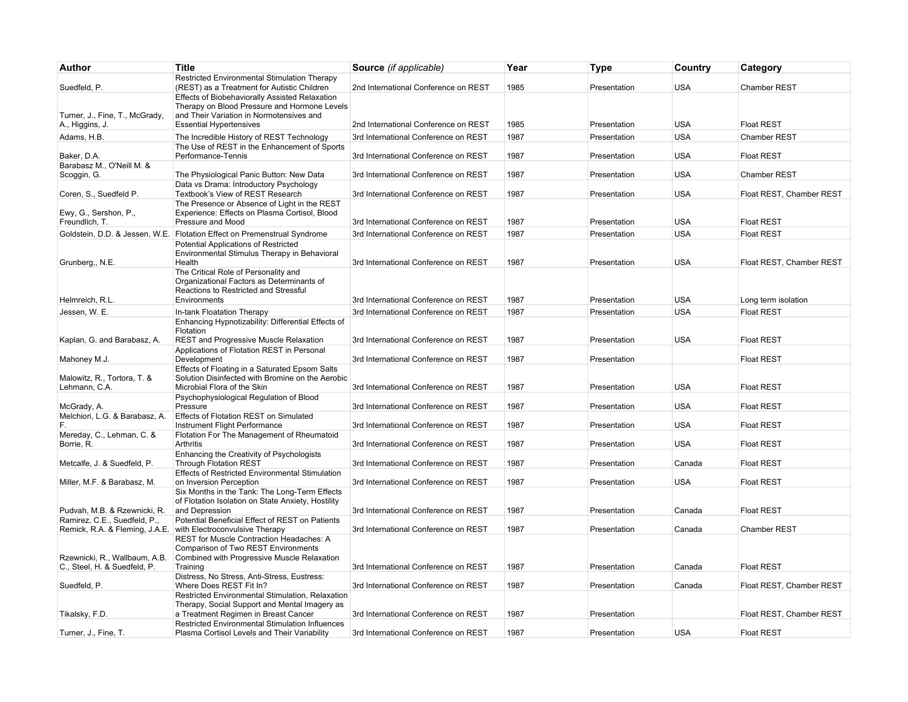| Author | Title | Source *(if applicable)* | Year | Type | Country | Category |
|---|---|---|---|---|---|---|
| Suedfeld, P. | Restricted Environmental Stimulation Therapy (REST) as a Treatment for Autistic Children | 2nd International Conference on REST | 1985 | Presentation | USA | Chamber REST |
| Turner, J., Fine, T., McGrady, A., Higgins, J. | Effects of Biobehaviorally Assisted Relaxation Therapy on Blood Pressure and Hormone Levels and Their Variation in Normotensives and Essential Hypertensives | 2nd International Conference on REST | 1985 | Presentation | USA | Float REST |
| Adams, H.B. | The Incredible History of REST Technology | 3rd International Conference on REST | 1987 | Presentation | USA | Chamber REST |
| Baker, D.A. | The Use of REST in the Enhancement of Sports Performance-Tennis | 3rd International Conference on REST | 1987 | Presentation | USA | Float REST |
| Barabasz M., O'Neill M. & Scoggin, G. | The Physiological Panic Button: New Data | 3rd International Conference on REST | 1987 | Presentation | USA | Chamber REST |
| Coren, S., Suedfeld P. | Data vs Drama: Introductory Psychology Textbook's View of REST Research | 3rd International Conference on REST | 1987 | Presentation | USA | Float REST, Chamber REST |
| Ewy, G., Sershon, P., Freundlich, T. | The Presence or Absence of Light in the REST Experience: Effects on Plasma Cortisol, Blood Pressure and Mood | 3rd International Conference on REST | 1987 | Presentation | USA | Float REST |
| Goldstein, D.D. & Jessen, W.E. | Flotation Effect on Premenstrual Syndrome | 3rd International Conference on REST | 1987 | Presentation | USA | Float REST |
| Grunberg,, N.E. | Potential Applications of Restricted Environmental Stimulus Therapy in Behavioral Health | 3rd International Conference on REST | 1987 | Presentation | USA | Float REST, Chamber REST |
| Helmreich, R.L. | The Critical Role of Personality and Organizational Factors as Determinants of Reactions to Restricted and Stressful Environments | 3rd International Conference on REST | 1987 | Presentation | USA | Long term isolation |
| Jessen, W. E. | In-tank Floatation Therapy | 3rd International Conference on REST | 1987 | Presentation | USA | Float REST |
| Kaplan, G. and Barabasz, A. | Enhancing Hypnotizability: Differential Effects of Flotation REST and Progressive Muscle Relaxation | 3rd International Conference on REST | 1987 | Presentation | USA | Float REST |
| Mahoney M.J. | Applications of Flotation REST in Personal Development | 3rd International Conference on REST | 1987 | Presentation | | Float REST |
| Malowitz, R., Tortora, T. & Lehmann, C.A. | Effects of Floating in a Saturated Epsom Salts Solution Disinfected with Bromine on the Aerobic Microbial Flora of the Skin | 3rd International Conference on REST | 1987 | Presentation | USA | Float REST |
| McGrady, A. | Psychophysiological Regulation of Blood Pressure | 3rd International Conference on REST | 1987 | Presentation | USA | Float REST |
| Melchiori, L.G. & Barabasz, A. F. | Effects of Flotation REST on Simulated Instrument Flight Performance | 3rd International Conference on REST | 1987 | Presentation | USA | Float REST |
| Mereday, C., Lehman, C. & Borrie, R. | Flotation For The Management of Rheumatoid Arthritis | 3rd International Conference on REST | 1987 | Presentation | USA | Float REST |
| Metcalfe, J. & Suedfeld, P. | Enhancing the Creativity of Psychologists Through Flotation REST | 3rd International Conference on REST | 1987 | Presentation | Canada | Float REST |
| Miller, M.F. & Barabasz, M. | Effects of Restricted Environmental Stimulation on Inversion Perception | 3rd International Conference on REST | 1987 | Presentation | USA | Float REST |
| Pudvah, M.B. & Rzewnicki, R. | Six Months in the Tank: The Long-Term Effects of Flotation Isolation on State Anxiety, Hostility and Depression | 3rd International Conference on REST | 1987 | Presentation | Canada | Float REST |
| Ramirez, C.E., Suedfeld, P., Remick, R.A. & Fleming, J.A.E. | Potential Beneficial Effect of REST on Patients with Electroconvulsive Therapy | 3rd International Conference on REST | 1987 | Presentation | Canada | Chamber REST |
| Rzewnicki, R., Wallbaum, A.B. C., Steel, H. & Suedfeld, P. | REST for Muscle Contraction Headaches: A Comparison of Two REST Environments Combined with Progressive Muscle Relaxation Training | 3rd International Conference on REST | 1987 | Presentation | Canada | Float REST |
| Suedfeld, P. | Distress, No Stress, Anti-Stress, Eustress: Where Does REST Fit In? | 3rd International Conference on REST | 1987 | Presentation | Canada | Float REST, Chamber REST |
| Tikalsky, F.D. | Restricted Environmental Stimulation, Relaxation Therapy, Social Support and Mental Imagery as a Treatment Regimen in Breast Cancer | 3rd International Conference on REST | 1987 | Presentation | | Float REST, Chamber REST |
| Turner, J., Fine, T. | Restricted Environmental Stimulation Influences Plasma Cortisol Levels and Their Variability | 3rd International Conference on REST | 1987 | Presentation | USA | Float REST |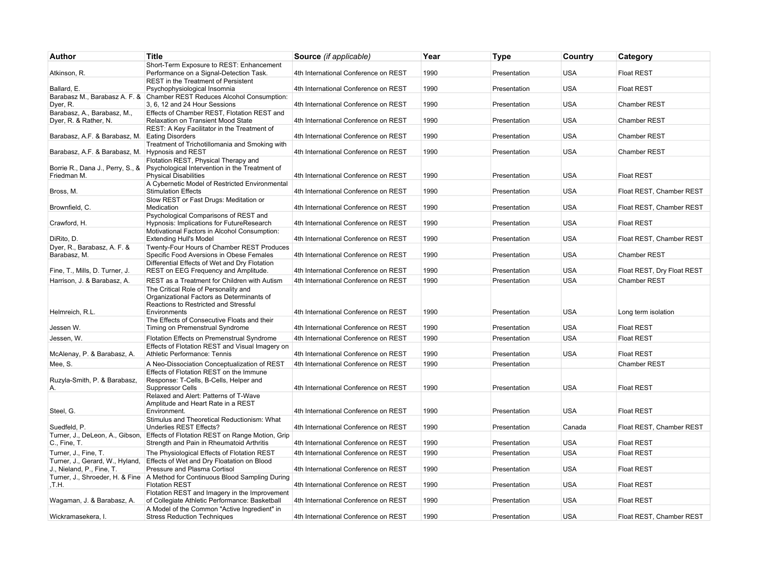| **Author** | **Title** | **Source** *(if applicable)* | **Year** | **Type** | **Country** | **Category** |
|---|---|---|---|---|---|---|
| Atkinson, R. | Short-Term Exposure to REST: Enhancement Performance on a Signal-Detection Task. | 4th International Conference on REST | 1990 | Presentation | USA | Float REST |
| Ballard, E. | REST in the Treatment of Persistent Psychophysiological Insomnia | 4th International Conference on REST | 1990 | Presentation | USA | Float REST |
| Barabasz M., Barabasz A. F. & Dyer, R. | Chamber REST Reduces Alcohol Consumption: 3, 6, 12 and 24 Hour Sessions | 4th International Conference on REST | 1990 | Presentation | USA | Chamber REST |
| Barabasz, A., Barabasz, M., Dyer, R. & Rather, N. | Effects of Chamber REST, Flotation REST and Relaxation on Transient Mood State | 4th International Conference on REST | 1990 | Presentation | USA | Chamber REST |
| Barabasz, A.F. & Barabasz, M. | REST: A Key Facilitator in the Treatment of Eating Disorders | 4th International Conference on REST | 1990 | Presentation | USA | Chamber REST |
| Barabasz, A.F. & Barabasz, M. | Treatment of Trichotillomania and Smoking with Hypnosis and REST | 4th International Conference on REST | 1990 | Presentation | USA | Chamber REST |
| Borrie R., Dana J., Perry, S., & Friedman M. | Flotation REST, Physical Therapy and Psychological Intervention in the Treatment of Physical Disabilities | 4th International Conference on REST | 1990 | Presentation | USA | Float REST |
| Bross, M. | A Cybernetic Model of Restricted Environmental Stimulation Effects | 4th International Conference on REST | 1990 | Presentation | USA | Float REST, Chamber REST |
| Brownfield, C. | Slow REST or Fast Drugs: Meditation or Medication | 4th International Conference on REST | 1990 | Presentation | USA | Float REST, Chamber REST |
| Crawford, H. | Psychological Comparisons of REST and Hypnosis: Implications for FutureResearch | 4th International Conference on REST | 1990 | Presentation | USA | Float REST |
| DiRito, D. | Motivational Factors in Alcohol Consumption: Extending Hull's Model | 4th International Conference on REST | 1990 | Presentation | USA | Float REST, Chamber REST |
| Dyer, R., Barabasz, A. F. & Barabasz, M. | Twenty-Four Hours of Chamber REST Produces Specific Food Aversions in Obese Females | 4th International Conference on REST | 1990 | Presentation | USA | Chamber REST |
| Fine, T., Mills, D. Turner, J. | Differential Effects of Wet and Dry Flotation REST on EEG Frequency and Amplitude. | 4th International Conference on REST | 1990 | Presentation | USA | Float REST, Dry Float REST |
| Harrison, J. & Barabasz, A. | REST as a Treatment for Children with Autism | 4th International Conference on REST | 1990 | Presentation | USA | Chamber REST |
| Helmreich, R.L. | The Critical Role of Personality and Organizational Factors as Determinants of Reactions to Restricted and Stressful Environments | 4th International Conference on REST | 1990 | Presentation | USA | Long term isolation |
| Jessen W. | The Effects of Consecutive Floats and their Timing on Premenstrual Syndrome | 4th International Conference on REST | 1990 | Presentation | USA | Float REST |
| Jessen, W. | Flotation Effects on Premenstrual Syndrome | 4th International Conference on REST | 1990 | Presentation | USA | Float REST |
| McAlenay, P. & Barabasz, A. | Effects of Flotation REST and Visual Imagery on Athletic Performance: Tennis | 4th International Conference on REST | 1990 | Presentation | USA | Float REST |
| Mee, S. | A Neo-Dissociation Conceptualization of REST | 4th International Conference on REST | 1990 | Presentation | | Chamber REST |
| Ruzyla-Smith, P. & Barabasz, A. | Effects of Flotation REST on the Immune Response: T-Cells, B-Cells, Helper and Suppressor Cells | 4th International Conference on REST | 1990 | Presentation | USA | Float REST |
| Steel, G. | Relaxed and Alert: Patterns of T-Wave Amplitude and Heart Rate in a REST Environment. | 4th International Conference on REST | 1990 | Presentation | USA | Float REST |
| Suedfeld, P. | Stimulus and Theoretical Reductionism: What Underlies REST Effects? | 4th International Conference on REST | 1990 | Presentation | Canada | Float REST, Chamber REST |
| Turner, J., DeLeon, A., Gibson, C., Fine, T. | Effects of Flotation REST on Range Motion, Grip Strength and Pain in Rheumatoid Arthritis | 4th International Conference on REST | 1990 | Presentation | USA | Float REST |
| Turner, J., Fine, T. | The Physiological Effects of Flotation REST | 4th International Conference on REST | 1990 | Presentation | USA | Float REST |
| Turner, J., Gerard, W., Hyland, J., Nieland, P., Fine, T. | Effects of Wet and Dry Floatation on Blood Pressure and Plasma Cortisol | 4th International Conference on REST | 1990 | Presentation | USA | Float REST |
| Turner, J., Shroeder, H. & Fine ,T.H. | A Method for Continuous Blood Sampling During Flotation REST | 4th International Conference on REST | 1990 | Presentation | USA | Float REST |
| Wagaman, J. & Barabasz, A. | Flotation REST and Imagery in the Improvement of Collegiate Athletic Performance: Basketball | 4th International Conference on REST | 1990 | Presentation | USA | Float REST |
| Wickramasekera, I. | A Model of the Common "Active Ingredient" in Stress Reduction Techniques | 4th International Conference on REST | 1990 | Presentation | USA | Float REST, Chamber REST |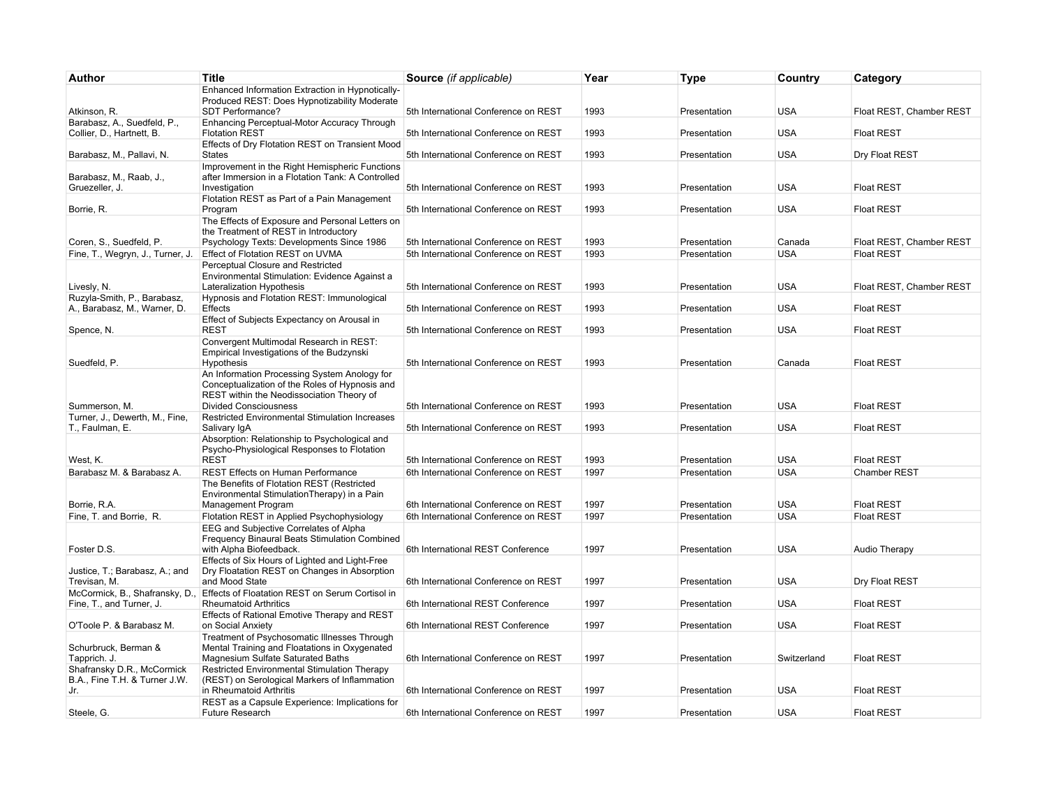| Author | Title | Source *(if applicable)* | Year | Type | Country | Category |
|---|---|---|---|---|---|---|
| Atkinson, R. | Enhanced Information Extraction in Hypnotically-Produced REST: Does Hypnotizability Moderate SDT Performance? | 5th International Conference on REST | 1993 | Presentation | USA | Float REST, Chamber REST |
| Barabasz, A., Suedfeld, P., Collier, D., Hartnett, B. | Enhancing Perceptual-Motor Accuracy Through Flotation REST | 5th International Conference on REST | 1993 | Presentation | USA | Float REST |
| Barabasz, M., Pallavi, N. | Effects of Dry Flotation REST on Transient Mood States | 5th International Conference on REST | 1993 | Presentation | USA | Dry Float REST |
| Barabasz, M., Raab, J., Gruezeller, J. | Improvement in the Right Hemispheric Functions after Immersion in a Flotation Tank: A Controlled Investigation | 5th International Conference on REST | 1993 | Presentation | USA | Float REST |
| Borrie, R. | Flotation REST as Part of a Pain Management Program | 5th International Conference on REST | 1993 | Presentation | USA | Float REST |
| Coren, S., Suedfeld, P. | The Effects of Exposure and Personal Letters on the Treatment of REST in Introductory Psychology Texts: Developments Since 1986 | 5th International Conference on REST | 1993 | Presentation | Canada | Float REST, Chamber REST |
| Fine, T., Wegryn, J., Turner, J. | Effect of Flotation REST on UVMA | 5th International Conference on REST | 1993 | Presentation | USA | Float REST |
| Livesly, N. | Perceptual Closure and Restricted Environmental Stimulation: Evidence Against a Lateralization Hypothesis | 5th International Conference on REST | 1993 | Presentation | USA | Float REST, Chamber REST |
| Ruzyla-Smith, P., Barabasz, A., Barabasz, M., Warner, D. | Hypnosis and Flotation REST: Immunological Effects | 5th International Conference on REST | 1993 | Presentation | USA | Float REST |
| Spence, N. | Effect of Subjects Expectancy on Arousal in REST | 5th International Conference on REST | 1993 | Presentation | USA | Float REST |
| Suedfeld, P. | Convergent Multimodal Research in REST: Empirical Investigations of the Budzynski Hypothesis | 5th International Conference on REST | 1993 | Presentation | Canada | Float REST |
| Summerson, M. | An Information Processing System Anology for Conceptualization of the Roles of Hypnosis and REST within the Neodissociation Theory of Divided Consciousness | 5th International Conference on REST | 1993 | Presentation | USA | Float REST |
| Turner, J., Dewerth, M., Fine, T., Faulman, E. | Restricted Environmental Stimulation Increases Salivary IgA | 5th International Conference on REST | 1993 | Presentation | USA | Float REST |
| West, K. | Absorption: Relationship to Psychological and Psycho-Physiological Responses to Flotation REST | 5th International Conference on REST | 1993 | Presentation | USA | Float REST |
| Barabasz M. & Barabasz A. | REST Effects on Human Performance | 6th International Conference on REST | 1997 | Presentation | USA | Chamber REST |
| Borrie, R.A. | The Benefits of Flotation REST (Restricted Environmental StimulationTherapy) in a Pain Management Program | 6th International Conference on REST | 1997 | Presentation | USA | Float REST |
| Fine, T. and Borrie, R. | Flotation REST in Applied Psychophysiology | 6th International Conference on REST | 1997 | Presentation | USA | Float REST |
| Foster D.S. | EEG and Subjective Correlates of Alpha Frequency Binaural Beats Stimulation Combined with Alpha Biofeedback. | 6th International REST Conference | 1997 | Presentation | USA | Audio Therapy |
| Justice, T.; Barabasz, A.; and Trevisan, M. | Effects of Six Hours of Lighted and Light-Free Dry Floatation REST on Changes in Absorption and Mood State | 6th International Conference on REST | 1997 | Presentation | USA | Dry Float REST |
| McCormick, B., Shafransky, D., Fine, T., and Turner, J. | Effects of Floatation REST on Serum Cortisol in Rheumatoid Arthritics | 6th International REST Conference | 1997 | Presentation | USA | Float REST |
| O'Toole P. & Barabasz M. | Effects of Rational Emotive Therapy and REST on Social Anxiety | 6th International REST Conference | 1997 | Presentation | USA | Float REST |
| Schurbruck, Berman & Tapprich. J. | Treatment of Psychosomatic Illnesses Through Mental Training and Floatations in Oxygenated Magnesium Sulfate Saturated Baths | 6th International Conference on REST | 1997 | Presentation | Switzerland | Float REST |
| Shafransky D.R., McCormick B.A., Fine T.H. & Turner J.W. Jr. | Restricted Environmental Stimulation Therapy (REST) on Serological Markers of Inflammation in Rheumatoid Arthritis | 6th International Conference on REST | 1997 | Presentation | USA | Float REST |
| Steele, G. | REST as a Capsule Experience: Implications for Future Research | 6th International Conference on REST | 1997 | Presentation | USA | Float REST |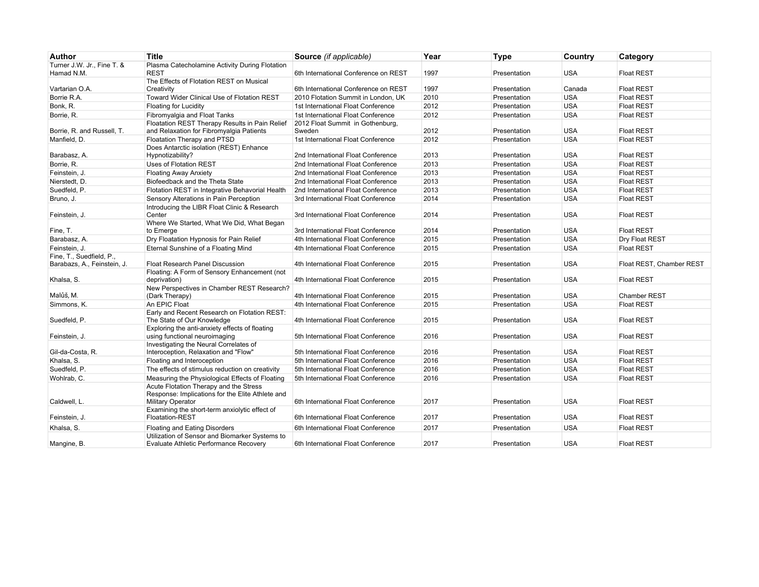| Author | Title | Source *(if applicable)* | Year | Type | Country | Category |
|---|---|---|---|---|---|---|
| Turner J.W. Jr., Fine T. & Hamad N.M. | Plasma Catecholamine Activity During Flotation REST | 6th International Conference on REST | 1997 | Presentation | USA | Float REST |
| Vartarian O.A. | The Effects of Flotation REST on Musical Creativity | 6th International Conference on REST | 1997 | Presentation | Canada | Float REST |
| Borrie R.A. | Toward Wider Clinical Use of Flotation REST | 2010 Flotation Summit in London, UK | 2010 | Presentation | USA | Float REST |
| Bonk, R. | Floating for Lucidity | 1st International Float Conference | 2012 | Presentation | USA | Float REST |
| Borrie, R. | Fibromyalgia and Float Tanks | 1st International Float Conference | 2012 | Presentation | USA | Float REST |
| Borrie, R. and Russell, T. | Floatation REST Therapy Results in Pain Relief and Relaxation for Fibromyalgia Patients | 2012 Float Summit in Gothenburg, Sweden | 2012 | Presentation | USA | Float REST |
| Manfield, D. | Floatation Therapy and PTSD | 1st International Float Conference | 2012 | Presentation | USA | Float REST |
| Barabasz, A. | Does Antarctic isolation (REST) Enhance Hypnotizability? | 2nd International Float Conference | 2013 | Presentation | USA | Float REST |
| Borrie, R. | Uses of Flotation REST | 2nd International Float Conference | 2013 | Presentation | USA | Float REST |
| Feinstein, J. | Floating Away Anxiety | 2nd International Float Conference | 2013 | Presentation | USA | Float REST |
| Nierstedt, D. | Biofeedback and the Theta State | 2nd International Float Conference | 2013 | Presentation | USA | Float REST |
| Suedfeld, P. | Flotation REST in Integrative Behavorial Health | 2nd International Float Conference | 2013 | Presentation | USA | Float REST |
| Bruno, J. | Sensory Alterations in Pain Perception | 3rd International Float Conference | 2014 | Presentation | USA | Float REST |
| Feinstein, J. | Introducing the LIBR Float Clinic & Research Center | 3rd International Float Conference | 2014 | Presentation | USA | Float REST |
| Fine, T. | Where We Started, What We Did, What Began to Emerge | 3rd International Float Conference | 2014 | Presentation | USA | Float REST |
| Barabasz, A. | Dry Floatation Hypnosis for Pain Relief | 4th International Float Conference | 2015 | Presentation | USA | Dry Float REST |
| Feinstein, J. | Eternal Sunshine of a Floating Mind | 4th International Float Conference | 2015 | Presentation | USA | Float REST |
| Fine, T., Suedfield, P., Barabazs, A., Feinstein, J. | Float Research Panel Discussion | 4th International Float Conference | 2015 | Presentation | USA | Float REST, Chamber REST |
| Khalsa, S. | Floating: A Form of Sensory Enhancement (not deprivation) | 4th International Float Conference | 2015 | Presentation | USA | Float REST |
| Malůš, M. | New Perspectives in Chamber REST Research? (Dark Therapy) | 4th International Float Conference | 2015 | Presentation | USA | Chamber REST |
| Simmons, K. | An EPIC Float | 4th International Float Conference | 2015 | Presentation | USA | Float REST |
| Suedfeld, P. | Early and Recent Research on Flotation REST: The State of Our Knowledge | 4th International Float Conference | 2015 | Presentation | USA | Float REST |
| Feinstein, J. | Exploring the anti-anxiety effects of floating using functional neuroimaging | 5th International Float Conference | 2016 | Presentation | USA | Float REST |
| Gil-da-Costa, R. | Investigating the Neural Correlates of Interoception, Relaxation and "Flow" | 5th International Float Conference | 2016 | Presentation | USA | Float REST |
| Khalsa, S. | Floating and Interoception | 5th International Float Conference | 2016 | Presentation | USA | Float REST |
| Suedfeld, P. | The effects of stimulus reduction on creativity | 5th International Float Conference | 2016 | Presentation | USA | Float REST |
| Wohlrab, C. | Measuring the Physiological Effects of Floating | 5th International Float Conference | 2016 | Presentation | USA | Float REST |
| Caldwell, L. | Acute Flotation Therapy and the Stress Response: Implications for the Elite Athlete and Military Operator | 6th International Float Conference | 2017 | Presentation | USA | Float REST |
| Feinstein, J. | Examining the short-term anxiolytic effect of Floatation-REST | 6th International Float Conference | 2017 | Presentation | USA | Float REST |
| Khalsa, S. | Floating and Eating Disorders | 6th International Float Conference | 2017 | Presentation | USA | Float REST |
| Mangine, B. | Utilization of Sensor and Biomarker Systems to Evaluate Athletic Performance Recovery | 6th International Float Conference | 2017 | Presentation | USA | Float REST |